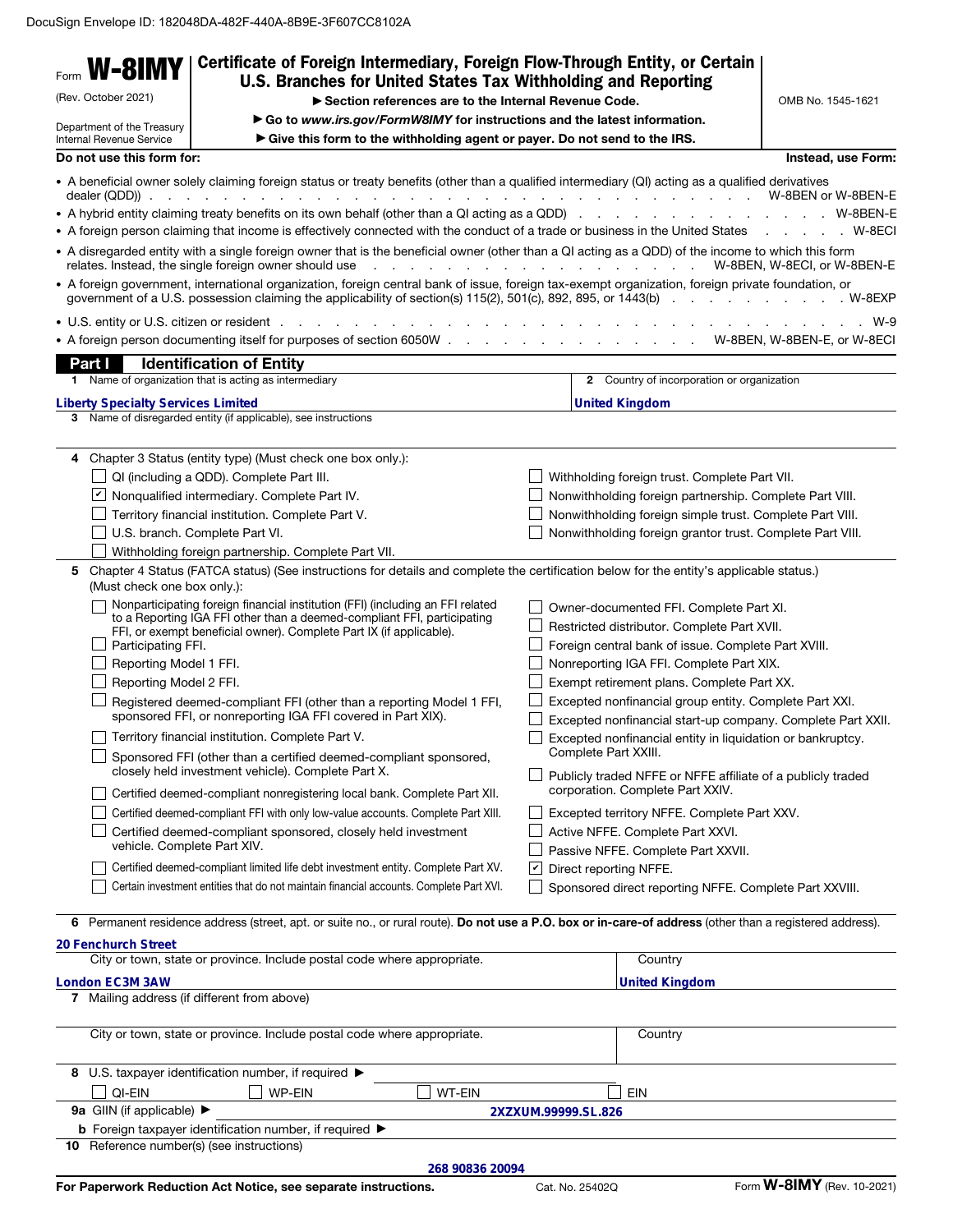DocuSign Envelope ID: 182048DA-482F-440A-8B9E-3F607CC8102A

# Form W-8IMY

(Rev. October 2021)

Department of the Treasury
Internal Revenue Service

## Certificate of Foreign Intermediary, Foreign Flow-Through Entity, or Certain U.S. Branches for United States Tax Withholding and Reporting

▶ Section references are to the Internal Revenue Code.

▶ Go to *www.irs.gov/FormW8IMY* for instructions and the latest information.

▶ Give this form to the withholding agent or payer. Do not send to the IRS.

OMB No. 1545-1621

**Do not use this form for:** **Instead, use Form:**

- A beneficial owner solely claiming foreign status or treaty benefits (other than a qualified intermediary (QI) acting as a qualified derivatives dealer (QDD)) . . . W-8BEN or W-8BEN-E
- A hybrid entity claiming treaty benefits on its own behalf (other than a QI acting as a QDD) . . . W-8BEN-E
- A foreign person claiming that income is effectively connected with the conduct of a trade or business in the United States . . . W-8ECI
- A disregarded entity with a single foreign owner that is the beneficial owner (other than a QI acting as a QDD) of the income to which this form relates. Instead, the single foreign owner should use . . . W-8BEN, W-8ECI, or W-8BEN-E
- A foreign government, international organization, foreign central bank of issue, foreign tax-exempt organization, foreign private foundation, or government of a U.S. possession claiming the applicability of section(s) 115(2), 501(c), 892, 895, or 1443(b) . . . W-8EXP
- U.S. entity or U.S. citizen or resident . . . W-9
- A foreign person documenting itself for purposes of section 6050W . . . W-8BEN, W-8BEN-E, or W-8ECI

## Part I Identification of Entity

**1** Name of organization that is acting as intermediary: Liberty Specialty Services Limited

**2** Country of incorporation or organization: United Kingdom

**3** Name of disregarded entity (if applicable), see instructions:

**4** Chapter 3 Status (entity type) (Must check one box only.):

- ☐ QI (including a QDD). Complete Part III.
- ☑ Nonqualified intermediary. Complete Part IV.
- ☐ Territory financial institution. Complete Part V.
- ☐ U.S. branch. Complete Part VI.
- ☐ Withholding foreign partnership. Complete Part VII.
- ☐ Withholding foreign trust. Complete Part VII.
- ☐ Nonwithholding foreign partnership. Complete Part VIII.
- ☐ Nonwithholding foreign simple trust. Complete Part VIII.
- ☐ Nonwithholding foreign grantor trust. Complete Part VIII.

**5** Chapter 4 Status (FATCA status) (See instructions for details and complete the certification below for the entity's applicable status.) (Must check one box only.):

- ☐ Nonparticipating foreign financial institution (FFI) (including an FFI related to a Reporting IGA FFI other than a deemed-compliant FFI, participating FFI, or exempt beneficial owner). Complete Part IX (if applicable).
- ☐ Participating FFI.
- ☐ Reporting Model 1 FFI.
- ☐ Reporting Model 2 FFI.
- ☐ Registered deemed-compliant FFI (other than a reporting Model 1 FFI, sponsored FFI, or nonreporting IGA FFI covered in Part XIX).
- ☐ Territory financial institution. Complete Part V.
- ☐ Sponsored FFI (other than a certified deemed-compliant sponsored, closely held investment vehicle). Complete Part X.
- ☐ Certified deemed-compliant nonregistering local bank. Complete Part XII.
- ☐ Certified deemed-compliant FFI with only low-value accounts. Complete Part XIII.
- ☐ Certified deemed-compliant sponsored, closely held investment vehicle. Complete Part XIV.
- ☐ Certified deemed-compliant limited life debt investment entity. Complete Part XV.
- ☐ Certain investment entities that do not maintain financial accounts. Complete Part XVI.
- ☐ Owner-documented FFI. Complete Part XI.
- ☐ Restricted distributor. Complete Part XVII.
- ☐ Foreign central bank of issue. Complete Part XVIII.
- ☐ Nonreporting IGA FFI. Complete Part XIX.
- ☐ Exempt retirement plans. Complete Part XX.
- ☐ Excepted nonfinancial group entity. Complete Part XXI.
- ☐ Excepted nonfinancial start-up company. Complete Part XXII.
- ☐ Excepted nonfinancial entity in liquidation or bankruptcy. Complete Part XXIII.
- ☐ Publicly traded NFFE or NFFE affiliate of a publicly traded corporation. Complete Part XXIV.
- ☐ Excepted territory NFFE. Complete Part XXV.
- ☐ Active NFFE. Complete Part XXVI.
- ☐ Passive NFFE. Complete Part XXVII.
- ☑ Direct reporting NFFE.
- ☐ Sponsored direct reporting NFFE. Complete Part XXVIII.

**6** Permanent residence address (street, apt. or suite no., or rural route). **Do not use a P.O. box or in-care-of address** (other than a registered address).

20 Fenchurch Street

City or town, state or province. Include postal code where appropriate: London EC3M 3AW

Country: United Kingdom

**7** Mailing address (if different from above)

City or town, state or province. Include postal code where appropriate:

Country:

**8** U.S. taxpayer identification number, if required ▶

☐ QI-EIN ☐ WP-EIN ☐ WT-EIN ☐ EIN

**9a** GIIN (if applicable) ▶ 2XZXUM.99999.SL.826

**b** Foreign taxpayer identification number, if required ▶

**10** Reference number(s) (see instructions)

268 90836 20094

For Paperwork Reduction Act Notice, see separate instructions. Cat. No. 25402Q Form **W-8IMY** (Rev. 10-2021)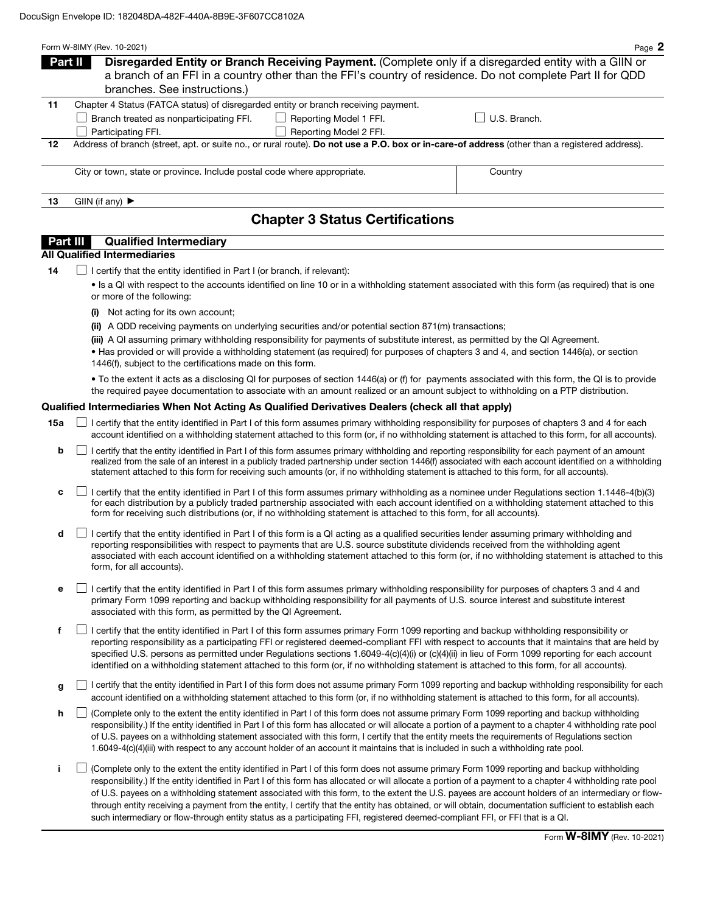## Part II Disregarded Entity or Branch Receiving Payment.

(Complete only if a disregarded entity with a GIIN or a branch of an FFI in a country other than the FFI's country of residence. Do not complete Part II for QDD branches. See instructions.)

**11** Chapter 4 Status (FATCA status) of disregarded entity or branch receiving payment.

- ☐ Branch treated as nonparticipating FFI.
- ☐ Reporting Model 1 FFI.
- ☐ U.S. Branch.
- ☐ Participating FFI.
- ☐ Reporting Model 2 FFI.

**12** Address of branch (street, apt. or suite no., or rural route). **Do not use a P.O. box or in-care-of address** (other than a registered address).

| City or town, state or province. Include postal code where appropriate. | Country |
|---|---|
| | |

**13** GIIN (if any) ►

# Chapter 3 Status Certifications

## Part III Qualified Intermediary

**All Qualified Intermediaries**

**14** ☐ I certify that the entity identified in Part I (or branch, if relevant):

- Is a QI with respect to the accounts identified on line 10 or in a withholding statement associated with this form (as required) that is one or more of the following:
  - **(i)** Not acting for its own account;
  - **(ii)** A QDD receiving payments on underlying securities and/or potential section 871(m) transactions;
  - **(iii)** A QI assuming primary withholding responsibility for payments of substitute interest, as permitted by the QI Agreement.
- Has provided or will provide a withholding statement (as required) for purposes of chapters 3 and 4, and section 1446(a), or section 1446(f), subject to the certifications made on this form.
- To the extent it acts as a disclosing QI for purposes of section 1446(a) or (f) for payments associated with this form, the QI is to provide the required payee documentation to associate with an amount realized or an amount subject to withholding on a PTP distribution.

**Qualified Intermediaries When Not Acting As Qualified Derivatives Dealers (check all that apply)**

**15a** ☐ I certify that the entity identified in Part I of this form assumes primary withholding responsibility for purposes of chapters 3 and 4 for each account identified on a withholding statement attached to this form (or, if no withholding statement is attached to this form, for all accounts).

**b** ☐ I certify that the entity identified in Part I of this form assumes primary withholding and reporting responsibility for each payment of an amount realized from the sale of an interest in a publicly traded partnership under section 1446(f) associated with each account identified on a withholding statement attached to this form for receiving such amounts (or, if no withholding statement is attached to this form, for all accounts).

**c** ☐ I certify that the entity identified in Part I of this form assumes primary withholding as a nominee under Regulations section 1.1446-4(b)(3) for each distribution by a publicly traded partnership associated with each account identified on a withholding statement attached to this form for receiving such distributions (or, if no withholding statement is attached to this form, for all accounts).

**d** ☐ I certify that the entity identified in Part I of this form is a QI acting as a qualified securities lender assuming primary withholding and reporting responsibilities with respect to payments that are U.S. source substitute dividends received from the withholding agent associated with each account identified on a withholding statement attached to this form (or, if no withholding statement is attached to this form, for all accounts).

**e** ☐ I certify that the entity identified in Part I of this form assumes primary withholding responsibility for purposes of chapters 3 and 4 and primary Form 1099 reporting and backup withholding responsibility for all payments of U.S. source interest and substitute interest associated with this form, as permitted by the QI Agreement.

**f** ☐ I certify that the entity identified in Part I of this form assumes primary Form 1099 reporting and backup withholding responsibility or reporting responsibility as a participating FFI or registered deemed-compliant FFI with respect to accounts that it maintains that are held by specified U.S. persons as permitted under Regulations sections 1.6049-4(c)(4)(i) or (c)(4)(ii) in lieu of Form 1099 reporting for each account identified on a withholding statement attached to this form (or, if no withholding statement is attached to this form, for all accounts).

**g** ☐ I certify that the entity identified in Part I of this form does not assume primary Form 1099 reporting and backup withholding responsibility for each account identified on a withholding statement attached to this form (or, if no withholding statement is attached to this form, for all accounts).

**h** ☐ (Complete only to the extent the entity identified in Part I of this form does not assume primary Form 1099 reporting and backup withholding responsibility.) If the entity identified in Part I of this form has allocated or will allocate a portion of a payment to a chapter 4 withholding rate pool of U.S. payees on a withholding statement associated with this form, I certify that the entity meets the requirements of Regulations section 1.6049-4(c)(4)(iii) with respect to any account holder of an account it maintains that is included in such a withholding rate pool.

**i** ☐ (Complete only to the extent the entity identified in Part I of this form does not assume primary Form 1099 reporting and backup withholding responsibility.) If the entity identified in Part I of this form has allocated or will allocate a portion of a payment to a chapter 4 withholding rate pool of U.S. payees on a withholding statement associated with this form, to the extent the U.S. payees are account holders of an intermediary or flow-through entity receiving a payment from the entity, I certify that the entity has obtained, or will obtain, documentation sufficient to establish each such intermediary or flow-through entity status as a participating FFI, registered deemed-compliant FFI, or FFI that is a QI.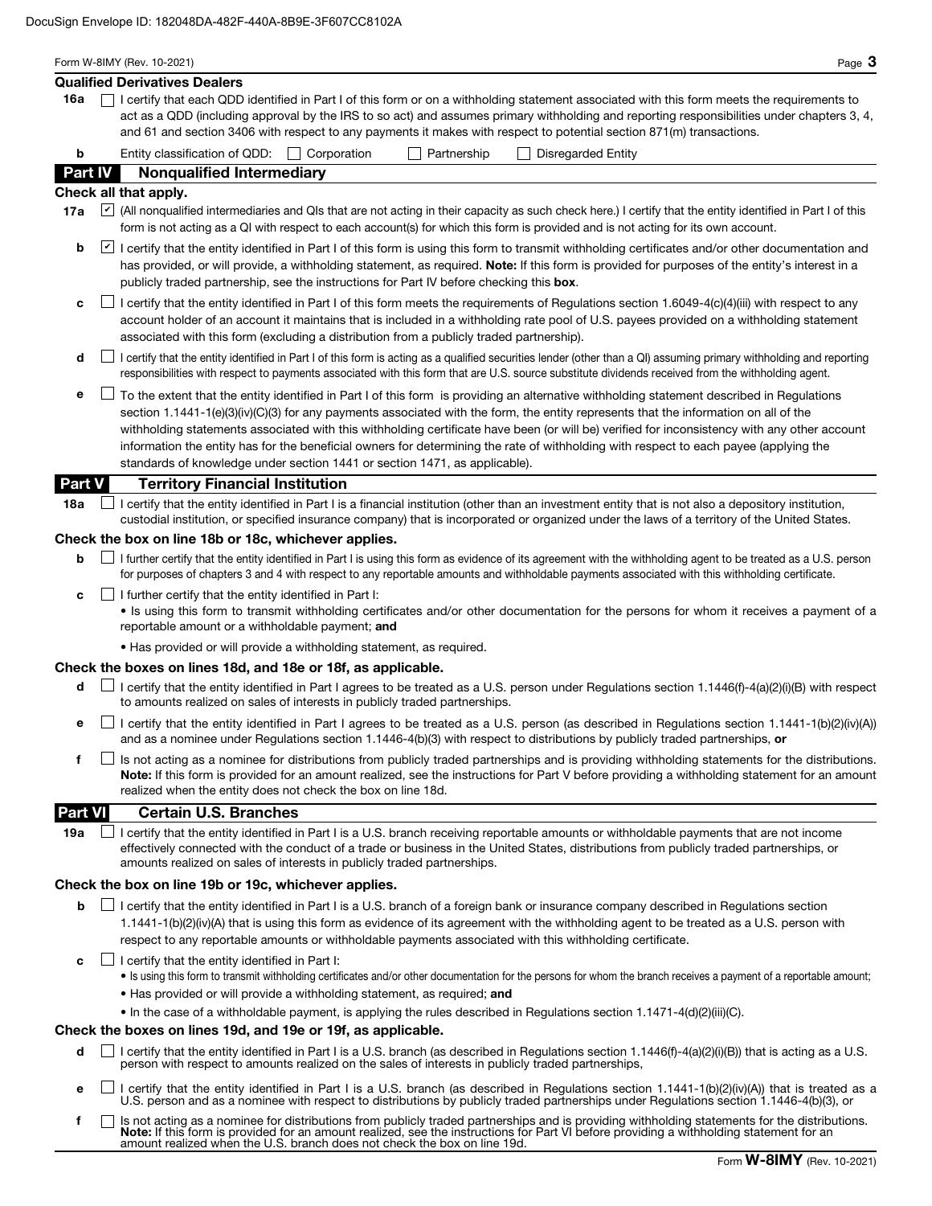DocuSign Envelope ID: 182048DA-482F-440A-8B9E-3F607CC8102A

Form W-8IMY (Rev. 10-2021)

**Qualified Derivatives Dealers**

**16a** ☐ I certify that each QDD identified in Part I of this form or on a withholding statement associated with this form meets the requirements to act as a QDD (including approval by the IRS to so act) and assumes primary withholding and reporting responsibilities under chapters 3, 4, and 61 and section 3406 with respect to any payments it makes with respect to potential section 871(m) transactions.

**b** Entity classification of QDD: ☐ Corporation ☐ Partnership ☐ Disregarded Entity

## Part IV Nonqualified Intermediary

**Check all that apply.**

**17a** ☑ (All nonqualified intermediaries and QIs that are not acting in their capacity as such check here.) I certify that the entity identified in Part I of this form is not acting as a QI with respect to each account(s) for which this form is provided and is not acting for its own account.

**b** ☑ I certify that the entity identified in Part I of this form is using this form to transmit withholding certificates and/or other documentation and has provided, or will provide, a withholding statement, as required. **Note:** If this form is provided for purposes of the entity's interest in a publicly traded partnership, see the instructions for Part IV before checking this **box**.

**c** ☐ I certify that the entity identified in Part I of this form meets the requirements of Regulations section 1.6049-4(c)(4)(iii) with respect to any account holder of an account it maintains that is included in a withholding rate pool of U.S. payees provided on a withholding statement associated with this form (excluding a distribution from a publicly traded partnership).

**d** ☐ I certify that the entity identified in Part I of this form is acting as a qualified securities lender (other than a QI) assuming primary withholding and reporting responsibilities with respect to payments associated with this form that are U.S. source substitute dividends received from the withholding agent.

**e** ☐ To the extent that the entity identified in Part I of this form is providing an alternative withholding statement described in Regulations section 1.1441-1(e)(3)(iv)(C)(3) for any payments associated with the form, the entity represents that the information on all of the withholding statements associated with this withholding certificate have been (or will be) verified for inconsistency with any other account information the entity has for the beneficial owners for determining the rate of withholding with respect to each payee (applying the standards of knowledge under section 1441 or section 1471, as applicable).

## Part V Territory Financial Institution

**18a** ☐ I certify that the entity identified in Part I is a financial institution (other than an investment entity that is not also a depository institution, custodial institution, or specified insurance company) that is incorporated or organized under the laws of a territory of the United States.

**Check the box on line 18b or 18c, whichever applies.**

**b** ☐ I further certify that the entity identified in Part I is using this form as evidence of its agreement with the withholding agent to be treated as a U.S. person for purposes of chapters 3 and 4 with respect to any reportable amounts and withholdable payments associated with this withholding certificate.

**c** ☐ I further certify that the entity identified in Part I:

- Is using this form to transmit withholding certificates and/or other documentation for the persons for whom it receives a payment of a reportable amount or a withholdable payment; **and**
- Has provided or will provide a withholding statement, as required.

**Check the boxes on lines 18d, and 18e or 18f, as applicable.**

**d** ☐ I certify that the entity identified in Part I agrees to be treated as a U.S. person under Regulations section 1.1446(f)-4(a)(2)(i)(B) with respect to amounts realized on sales of interests in publicly traded partnerships.

**e** ☐ I certify that the entity identified in Part I agrees to be treated as a U.S. person (as described in Regulations section 1.1441-1(b)(2)(iv)(A)) and as a nominee under Regulations section 1.1446-4(b)(3) with respect to distributions by publicly traded partnerships, **or**

**f** ☐ Is not acting as a nominee for distributions from publicly traded partnerships and is providing withholding statements for the distributions. **Note:** If this form is provided for an amount realized, see the instructions for Part V before providing a withholding statement for an amount realized when the entity does not check the box on line 18d.

## Part VI Certain U.S. Branches

**19a** ☐ I certify that the entity identified in Part I is a U.S. branch receiving reportable amounts or withholdable payments that are not income effectively connected with the conduct of a trade or business in the United States, distributions from publicly traded partnerships, or amounts realized on sales of interests in publicly traded partnerships.

**Check the box on line 19b or 19c, whichever applies.**

**b** ☐ I certify that the entity identified in Part I is a U.S. branch of a foreign bank or insurance company described in Regulations section 1.1441-1(b)(2)(iv)(A) that is using this form as evidence of its agreement with the withholding agent to be treated as a U.S. person with respect to any reportable amounts or withholdable payments associated with this withholding certificate.

**c** ☐ I certify that the entity identified in Part I:

- Is using this form to transmit withholding certificates and/or other documentation for the persons for whom the branch receives a payment of a reportable amount;
- Has provided or will provide a withholding statement, as required; **and**
- In the case of a withholdable payment, is applying the rules described in Regulations section 1.1471-4(d)(2)(iii)(C).

**Check the boxes on lines 19d, and 19e or 19f, as applicable.**

**d** ☐ I certify that the entity identified in Part I is a U.S. branch (as described in Regulations section 1.1446(f)-4(a)(2)(i)(B)) that is acting as a U.S. person with respect to amounts realized on the sales of interests in publicly traded partnerships,

**e** ☐ I certify that the entity identified in Part I is a U.S. branch (as described in Regulations section 1.1441-1(b)(2)(iv)(A)) that is treated as a U.S. person and as a nominee with respect to distributions by publicly traded partnerships under Regulations section 1.1446-4(b)(3), or

**f** ☐ Is not acting as a nominee for distributions from publicly traded partnerships and is providing withholding statements for the distributions. **Note:** If this form is provided for an amount realized, see the instructions for Part VI before providing a withholding statement for an amount realized when the U.S. branch does not check the box on line 19d.

Form **W-8IMY** (Rev. 10-2021)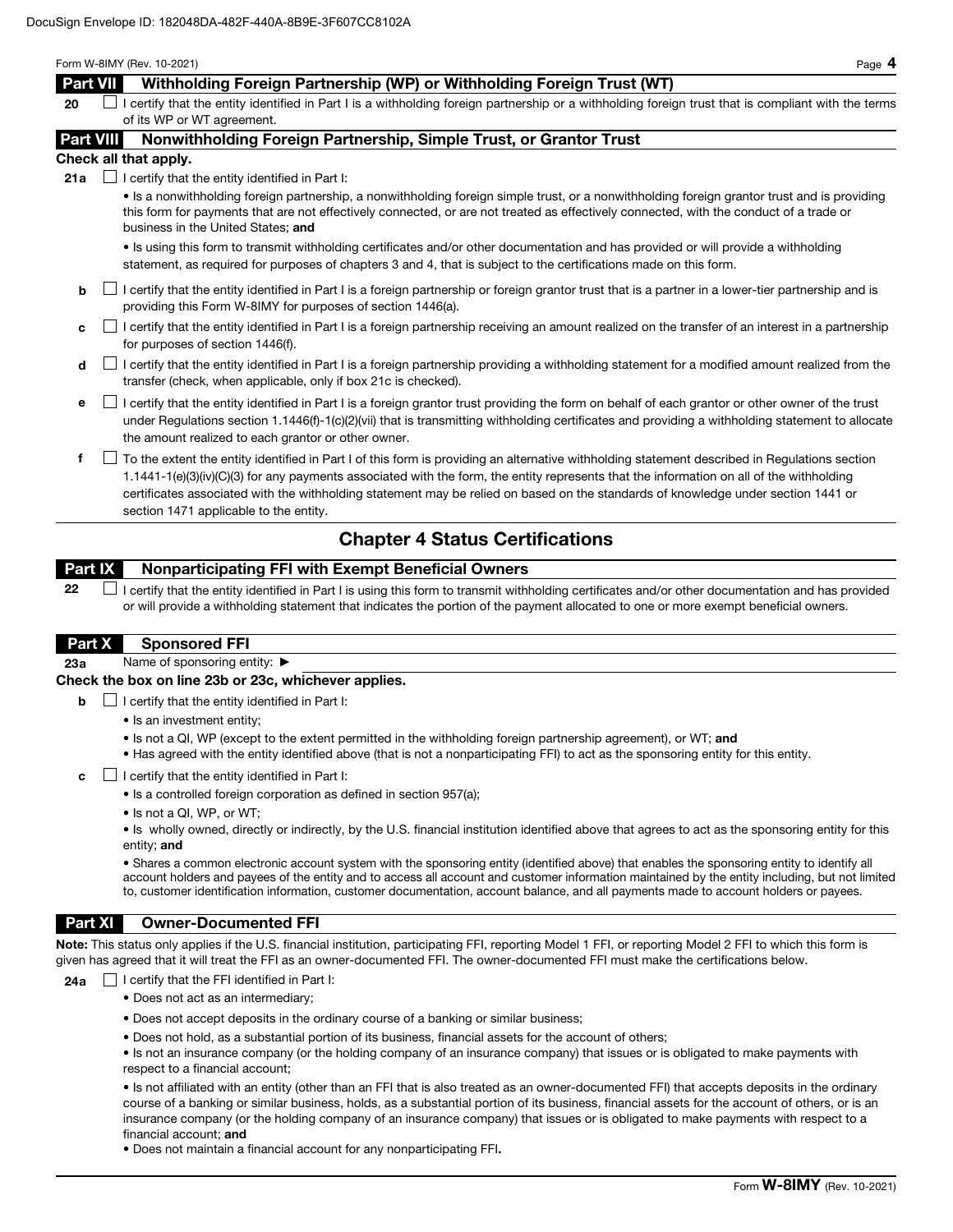## Part VII Withholding Foreign Partnership (WP) or Withholding Foreign Trust (WT)

**20** ☐ I certify that the entity identified in Part I is a withholding foreign partnership or a withholding foreign trust that is compliant with the terms of its WP or WT agreement.

## Part VIII Nonwithholding Foreign Partnership, Simple Trust, or Grantor Trust

**Check all that apply.**

**21a** ☐ I certify that the entity identified in Part I:

- Is a nonwithholding foreign partnership, a nonwithholding foreign simple trust, or a nonwithholding foreign grantor trust and is providing this form for payments that are not effectively connected, or are not treated as effectively connected, with the conduct of a trade or business in the United States; **and**
- Is using this form to transmit withholding certificates and/or other documentation and has provided or will provide a withholding statement, as required for purposes of chapters 3 and 4, that is subject to the certifications made on this form.

**b** ☐ I certify that the entity identified in Part I is a foreign partnership or foreign grantor trust that is a partner in a lower-tier partnership and is providing this Form W-8IMY for purposes of section 1446(a).

**c** ☐ I certify that the entity identified in Part I is a foreign partnership receiving an amount realized on the transfer of an interest in a partnership for purposes of section 1446(f).

**d** ☐ I certify that the entity identified in Part I is a foreign partnership providing a withholding statement for a modified amount realized from the transfer (check, when applicable, only if box 21c is checked).

**e** ☐ I certify that the entity identified in Part I is a foreign grantor trust providing the form on behalf of each grantor or other owner of the trust under Regulations section 1.1446(f)-1(c)(2)(vii) that is transmitting withholding certificates and providing a withholding statement to allocate the amount realized to each grantor or other owner.

**f** ☐ To the extent the entity identified in Part I of this form is providing an alternative withholding statement described in Regulations section 1.1441-1(e)(3)(iv)(C)(3) for any payments associated with the form, the entity represents that the information on all of the withholding certificates associated with the withholding statement may be relied on based on the standards of knowledge under section 1441 or section 1471 applicable to the entity.

# Chapter 4 Status Certifications

## Part IX Nonparticipating FFI with Exempt Beneficial Owners

**22** ☐ I certify that the entity identified in Part I is using this form to transmit withholding certificates and/or other documentation and has provided or will provide a withholding statement that indicates the portion of the payment allocated to one or more exempt beneficial owners.

## Part X Sponsored FFI

**23a** Name of sponsoring entity: ►

**Check the box on line 23b or 23c, whichever applies.**

**b** ☐ I certify that the entity identified in Part I:

- Is an investment entity;
- Is not a QI, WP (except to the extent permitted in the withholding foreign partnership agreement), or WT; **and**
- Has agreed with the entity identified above (that is not a nonparticipating FFI) to act as the sponsoring entity for this entity.

**c** ☐ I certify that the entity identified in Part I:

- Is a controlled foreign corporation as defined in section 957(a);
- Is not a QI, WP, or WT;
- Is wholly owned, directly or indirectly, by the U.S. financial institution identified above that agrees to act as the sponsoring entity for this entity; **and**
- Shares a common electronic account system with the sponsoring entity (identified above) that enables the sponsoring entity to identify all account holders and payees of the entity and to access all account and customer information maintained by the entity including, but not limited to, customer identification information, customer documentation, account balance, and all payments made to account holders or payees.

## Part XI Owner-Documented FFI

**Note:** This status only applies if the U.S. financial institution, participating FFI, reporting Model 1 FFI, or reporting Model 2 FFI to which this form is given has agreed that it will treat the FFI as an owner-documented FFI. The owner-documented FFI must make the certifications below.

**24a** ☐ I certify that the FFI identified in Part I:

- Does not act as an intermediary;
- Does not accept deposits in the ordinary course of a banking or similar business;
- Does not hold, as a substantial portion of its business, financial assets for the account of others;
- Is not an insurance company (or the holding company of an insurance company) that issues or is obligated to make payments with respect to a financial account;
- Is not affiliated with an entity (other than an FFI that is also treated as an owner-documented FFI) that accepts deposits in the ordinary course of a banking or similar business, holds, as a substantial portion of its business, financial assets for the account of others, or is an insurance company (or the holding company of an insurance company) that issues or is obligated to make payments with respect to a financial account; **and**
- Does not maintain a financial account for any nonparticipating FFI**.**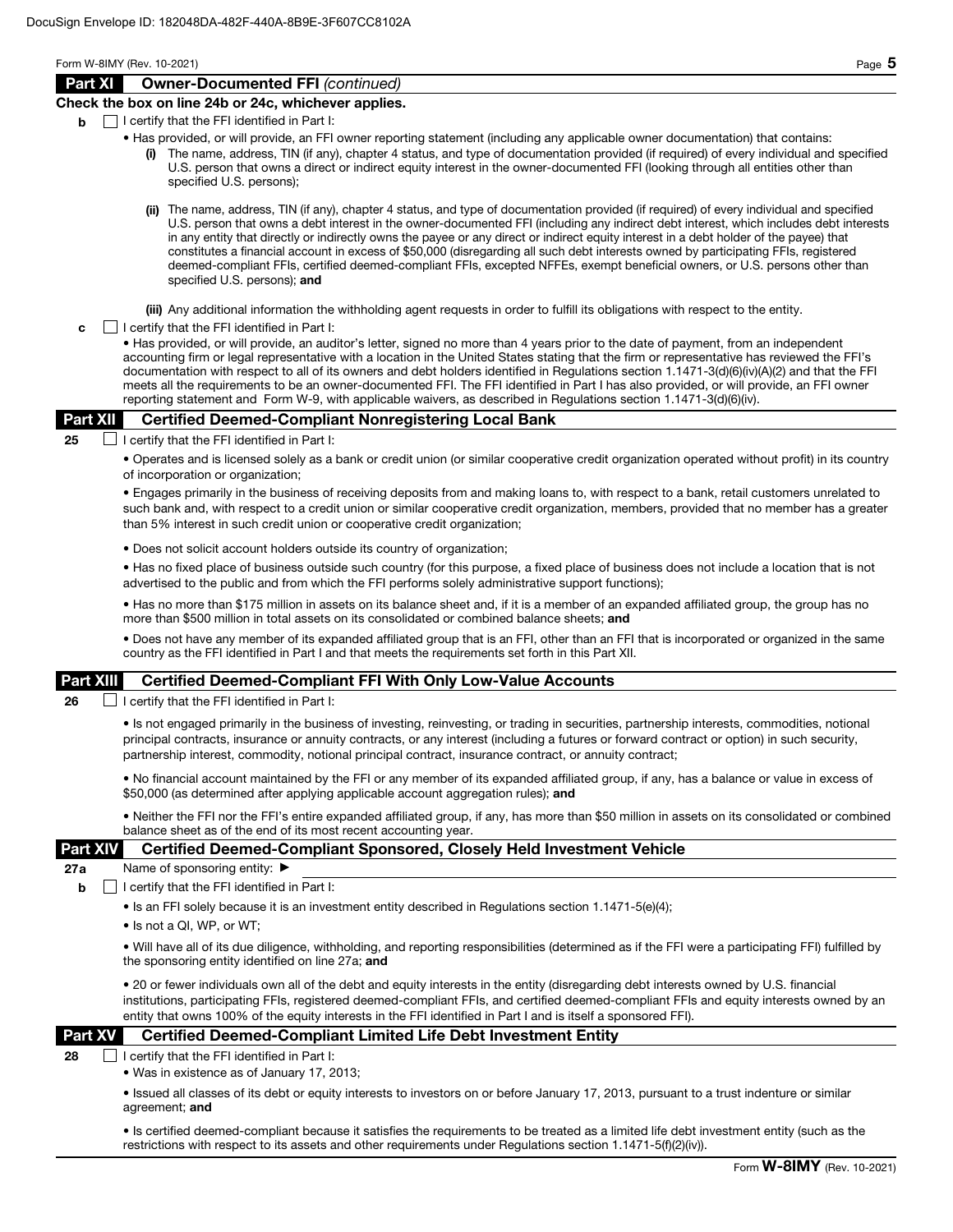## Part XI Owner-Documented FFI *(continued)*

**Check the box on line 24b or 24c, whichever applies.**

**b** ☐ I certify that the FFI identified in Part I:

- Has provided, or will provide, an FFI owner reporting statement (including any applicable owner documentation) that contains:
  - **(i)** The name, address, TIN (if any), chapter 4 status, and type of documentation provided (if required) of every individual and specified U.S. person that owns a direct or indirect equity interest in the owner-documented FFI (looking through all entities other than specified U.S. persons);
  - **(ii)** The name, address, TIN (if any), chapter 4 status, and type of documentation provided (if required) of every individual and specified U.S. person that owns a debt interest in the owner-documented FFI (including any indirect debt interest, which includes debt interests in any entity that directly or indirectly owns the payee or any direct or indirect equity interest in a debt holder of the payee) that constitutes a financial account in excess of $50,000 (disregarding all such debt interests owned by participating FFIs, registered deemed-compliant FFIs, certified deemed-compliant FFIs, excepted NFFEs, exempt beneficial owners, or U.S. persons other than specified U.S. persons); **and**
  - **(iii)** Any additional information the withholding agent requests in order to fulfill its obligations with respect to the entity.

**c** ☐ I certify that the FFI identified in Part I:

- Has provided, or will provide, an auditor's letter, signed no more than 4 years prior to the date of payment, from an independent accounting firm or legal representative with a location in the United States stating that the firm or representative has reviewed the FFI's documentation with respect to all of its owners and debt holders identified in Regulations section 1.1471-3(d)(6)(iv)(A)(2) and that the FFI meets all the requirements to be an owner-documented FFI. The FFI identified in Part I has also provided, or will provide, an FFI owner reporting statement and Form W-9, with applicable waivers, as described in Regulations section 1.1471-3(d)(6)(iv).

## Part XII Certified Deemed-Compliant Nonregistering Local Bank

**25** ☐ I certify that the FFI identified in Part I:

- Operates and is licensed solely as a bank or credit union (or similar cooperative credit organization operated without profit) in its country of incorporation or organization;
- Engages primarily in the business of receiving deposits from and making loans to, with respect to a bank, retail customers unrelated to such bank and, with respect to a credit union or similar cooperative credit organization, members, provided that no member has a greater than 5% interest in such credit union or cooperative credit organization;
- Does not solicit account holders outside its country of organization;
- Has no fixed place of business outside such country (for this purpose, a fixed place of business does not include a location that is not advertised to the public and from which the FFI performs solely administrative support functions);
- Has no more than $175 million in assets on its balance sheet and, if it is a member of an expanded affiliated group, the group has no more than $500 million in total assets on its consolidated or combined balance sheets; **and**
- Does not have any member of its expanded affiliated group that is an FFI, other than an FFI that is incorporated or organized in the same country as the FFI identified in Part I and that meets the requirements set forth in this Part XII.

## Part XIII Certified Deemed-Compliant FFI With Only Low-Value Accounts

**26** ☐ I certify that the FFI identified in Part I:

- Is not engaged primarily in the business of investing, reinvesting, or trading in securities, partnership interests, commodities, notional principal contracts, insurance or annuity contracts, or any interest (including a futures or forward contract or option) in such security, partnership interest, commodity, notional principal contract, insurance contract, or annuity contract;
- No financial account maintained by the FFI or any member of its expanded affiliated group, if any, has a balance or value in excess of $50,000 (as determined after applying applicable account aggregation rules); **and**
- Neither the FFI nor the FFI's entire expanded affiliated group, if any, has more than $50 million in assets on its consolidated or combined balance sheet as of the end of its most recent accounting year.

## Part XIV Certified Deemed-Compliant Sponsored, Closely Held Investment Vehicle

**27a** Name of sponsoring entity: ►

**b** ☐ I certify that the FFI identified in Part I:

- Is an FFI solely because it is an investment entity described in Regulations section 1.1471-5(e)(4);
- Is not a QI, WP, or WT;
- Will have all of its due diligence, withholding, and reporting responsibilities (determined as if the FFI were a participating FFI) fulfilled by the sponsoring entity identified on line 27a; **and**
- 20 or fewer individuals own all of the debt and equity interests in the entity (disregarding debt interests owned by U.S. financial institutions, participating FFIs, registered deemed-compliant FFIs, and certified deemed-compliant FFIs and equity interests owned by an entity that owns 100% of the equity interests in the FFI identified in Part I and is itself a sponsored FFI).

## Part XV Certified Deemed-Compliant Limited Life Debt Investment Entity

**28** ☐ I certify that the FFI identified in Part I:

- Was in existence as of January 17, 2013;
- Issued all classes of its debt or equity interests to investors on or before January 17, 2013, pursuant to a trust indenture or similar agreement; **and**
- Is certified deemed-compliant because it satisfies the requirements to be treated as a limited life debt investment entity (such as the restrictions with respect to its assets and other requirements under Regulations section 1.1471-5(f)(2)(iv)).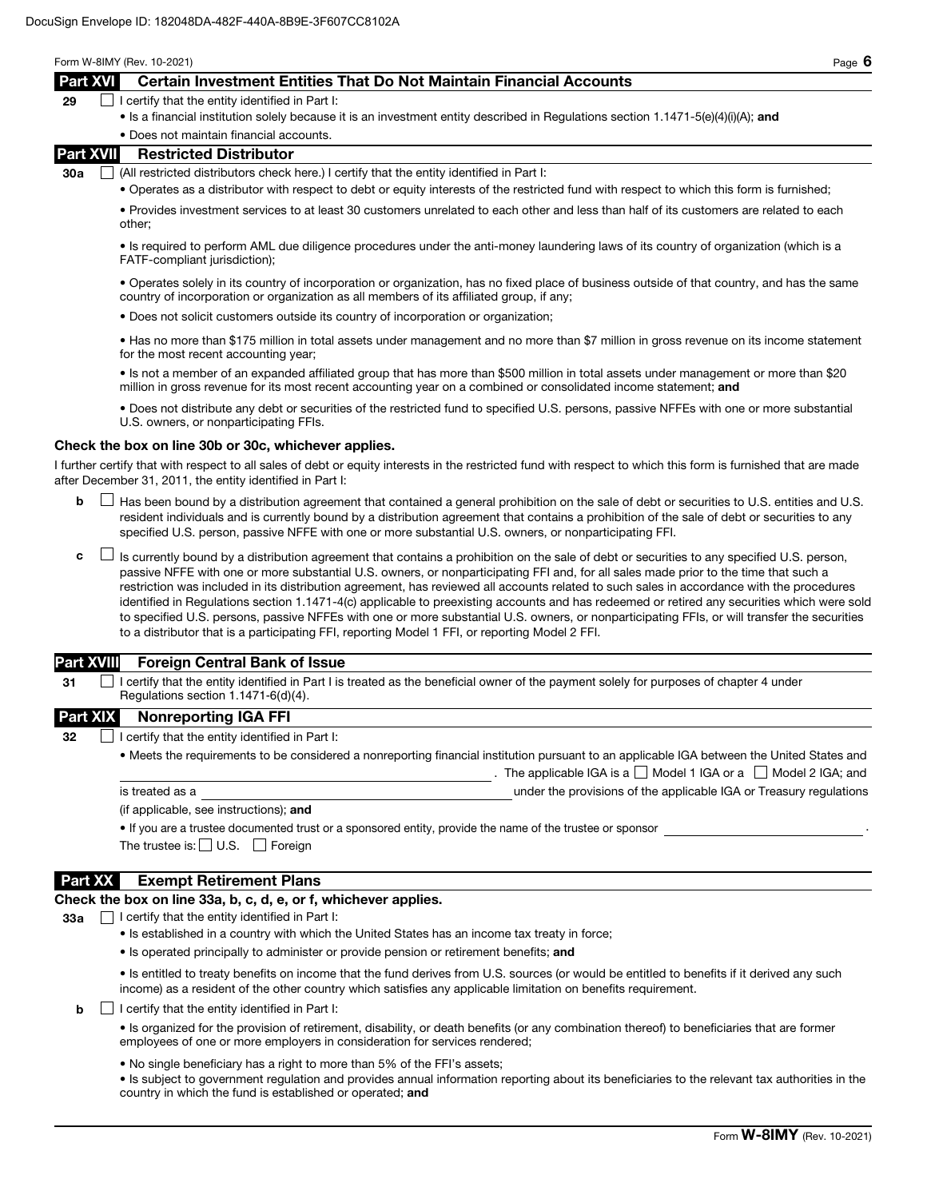## Part XVI Certain Investment Entities That Do Not Maintain Financial Accounts

**29** ☐ I certify that the entity identified in Part I:

- Is a financial institution solely because it is an investment entity described in Regulations section 1.1471-5(e)(4)(i)(A); **and**
- Does not maintain financial accounts.

## Part XVII Restricted Distributor

**30a** ☐ (All restricted distributors check here.) I certify that the entity identified in Part I:

- Operates as a distributor with respect to debt or equity interests of the restricted fund with respect to which this form is furnished;
- Provides investment services to at least 30 customers unrelated to each other and less than half of its customers are related to each other;
- Is required to perform AML due diligence procedures under the anti-money laundering laws of its country of organization (which is a FATF-compliant jurisdiction);
- Operates solely in its country of incorporation or organization, has no fixed place of business outside of that country, and has the same country of incorporation or organization as all members of its affiliated group, if any;
- Does not solicit customers outside its country of incorporation or organization;
- Has no more than $175 million in total assets under management and no more than $7 million in gross revenue on its income statement for the most recent accounting year;
- Is not a member of an expanded affiliated group that has more than $500 million in total assets under management or more than $20 million in gross revenue for its most recent accounting year on a combined or consolidated income statement; **and**
- Does not distribute any debt or securities of the restricted fund to specified U.S. persons, passive NFFEs with one or more substantial U.S. owners, or nonparticipating FFIs.

**Check the box on line 30b or 30c, whichever applies.**

I further certify that with respect to all sales of debt or equity interests in the restricted fund with respect to which this form is furnished that are made after December 31, 2011, the entity identified in Part I:

**b** ☐ Has been bound by a distribution agreement that contained a general prohibition on the sale of debt or securities to U.S. entities and U.S. resident individuals and is currently bound by a distribution agreement that contains a prohibition of the sale of debt or securities to any specified U.S. person, passive NFFE with one or more substantial U.S. owners, or nonparticipating FFI.

**c** ☐ Is currently bound by a distribution agreement that contains a prohibition on the sale of debt or securities to any specified U.S. person, passive NFFE with one or more substantial U.S. owners, or nonparticipating FFI and, for all sales made prior to the time that such a restriction was included in its distribution agreement, has reviewed all accounts related to such sales in accordance with the procedures identified in Regulations section 1.1471-4(c) applicable to preexisting accounts and has redeemed or retired any securities which were sold to specified U.S. persons, passive NFFEs with one or more substantial U.S. owners, or nonparticipating FFIs, or will transfer the securities to a distributor that is a participating FFI, reporting Model 1 FFI, or reporting Model 2 FFI.

## Part XVIII Foreign Central Bank of Issue

**31** ☐ I certify that the entity identified in Part I is treated as the beneficial owner of the payment solely for purposes of chapter 4 under Regulations section 1.1471-6(d)(4).

## Part XIX Nonreporting IGA FFI

**32** ☐ I certify that the entity identified in Part I:

- Meets the requirements to be considered a nonreporting financial institution pursuant to an applicable IGA between the United States and \_\_\_\_\_\_\_\_\_\_\_\_\_\_\_\_\_\_\_\_. The applicable IGA is a ☐ Model 1 IGA or a ☐ Model 2 IGA; and

is treated as a \_\_\_\_\_\_\_\_\_\_\_\_\_\_\_\_\_\_\_\_ under the provisions of the applicable IGA or Treasury regulations (if applicable, see instructions); **and**

- If you are a trustee documented trust or a sponsored entity, provide the name of the trustee or sponsor \_\_\_\_\_\_\_\_\_\_\_\_\_\_\_\_\_\_\_\_.

The trustee is: ☐ U.S. ☐ Foreign

## Part XX Exempt Retirement Plans

**Check the box on line 33a, b, c, d, e, or f, whichever applies.**

**33a** ☐ I certify that the entity identified in Part I:

- Is established in a country with which the United States has an income tax treaty in force;
- Is operated principally to administer or provide pension or retirement benefits; **and**
- Is entitled to treaty benefits on income that the fund derives from U.S. sources (or would be entitled to benefits if it derived any such income) as a resident of the other country which satisfies any applicable limitation on benefits requirement.

**b** ☐ I certify that the entity identified in Part I:

- Is organized for the provision of retirement, disability, or death benefits (or any combination thereof) to beneficiaries that are former employees of one or more employers in consideration for services rendered;
- No single beneficiary has a right to more than 5% of the FFI's assets;
- Is subject to government regulation and provides annual information reporting about its beneficiaries to the relevant tax authorities in the country in which the fund is established or operated; **and**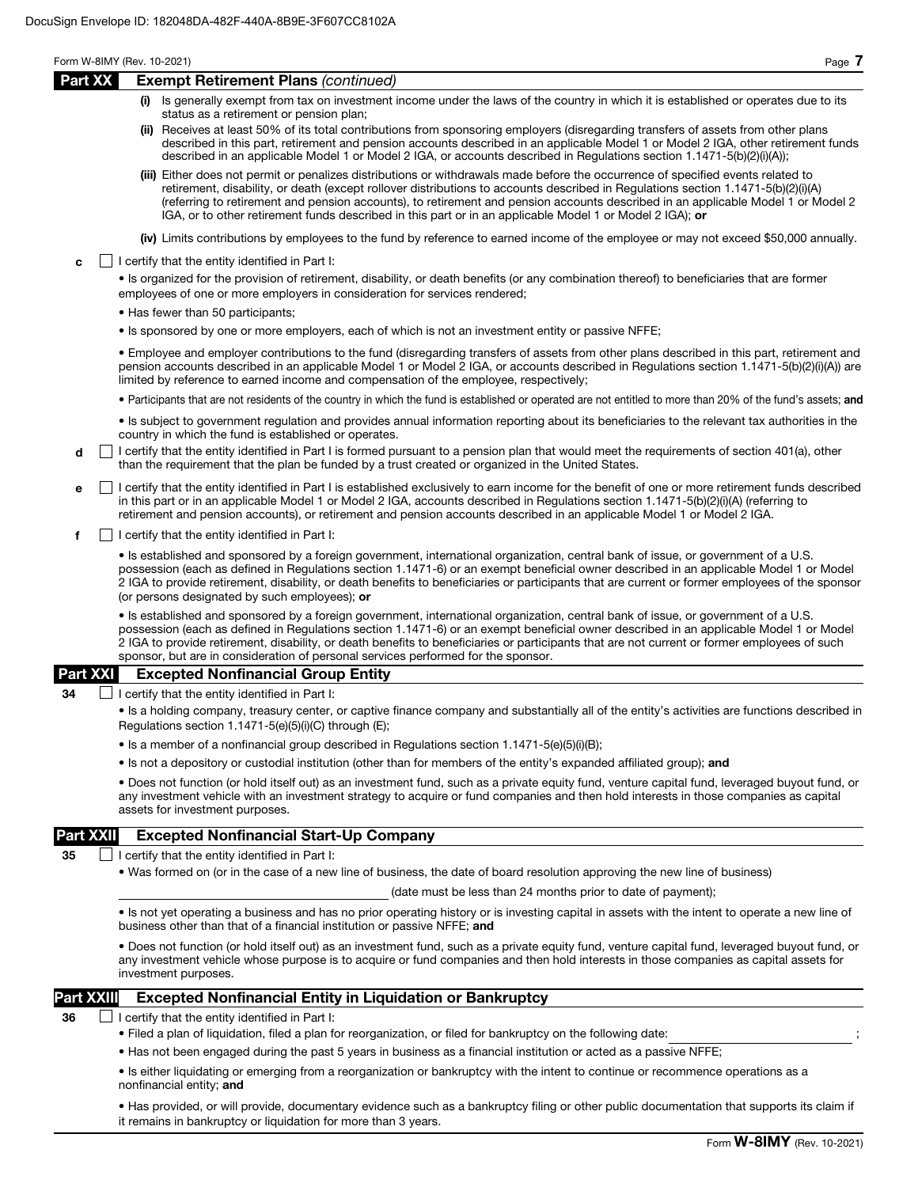DocuSign Envelope ID: 182048DA-482F-440A-8B9E-3F607CC8102A

## Part XX Exempt Retirement Plans *(continued)*

**(i)** Is generally exempt from tax on investment income under the laws of the country in which it is established or operates due to its status as a retirement or pension plan;

**(ii)** Receives at least 50% of its total contributions from sponsoring employers (disregarding transfers of assets from other plans described in this part, retirement and pension accounts described in an applicable Model 1 or Model 2 IGA, other retirement funds described in an applicable Model 1 or Model 2 IGA, or accounts described in Regulations section 1.1471-5(b)(2)(i)(A));

**(iii)** Either does not permit or penalizes distributions or withdrawals made before the occurrence of specified events related to retirement, disability, or death (except rollover distributions to accounts described in Regulations section 1.1471-5(b)(2)(i)(A) (referring to retirement and pension accounts), to retirement and pension accounts described in an applicable Model 1 or Model 2 IGA, or to other retirement funds described in this part or in an applicable Model 1 or Model 2 IGA); **or**

**(iv)** Limits contributions by employees to the fund by reference to earned income of the employee or may not exceed $50,000 annually.

**c** ☐ I certify that the entity identified in Part I:

- Is organized for the provision of retirement, disability, or death benefits (or any combination thereof) to beneficiaries that are former employees of one or more employers in consideration for services rendered;
- Has fewer than 50 participants;
- Is sponsored by one or more employers, each of which is not an investment entity or passive NFFE;
- Employee and employer contributions to the fund (disregarding transfers of assets from other plans described in this part, retirement and pension accounts described in an applicable Model 1 or Model 2 IGA, or accounts described in Regulations section 1.1471-5(b)(2)(i)(A)) are limited by reference to earned income and compensation of the employee, respectively;
- Participants that are not residents of the country in which the fund is established or operated are not entitled to more than 20% of the fund's assets; **and**
- Is subject to government regulation and provides annual information reporting about its beneficiaries to the relevant tax authorities in the country in which the fund is established or operates.

**d** ☐ I certify that the entity identified in Part I is formed pursuant to a pension plan that would meet the requirements of section 401(a), other than the requirement that the plan be funded by a trust created or organized in the United States.

**e** ☐ I certify that the entity identified in Part I is established exclusively to earn income for the benefit of one or more retirement funds described in this part or in an applicable Model 1 or Model 2 IGA, accounts described in Regulations section 1.1471-5(b)(2)(i)(A) (referring to retirement and pension accounts), or retirement and pension accounts described in an applicable Model 1 or Model 2 IGA.

**f** ☐ I certify that the entity identified in Part I:

- Is established and sponsored by a foreign government, international organization, central bank of issue, or government of a U.S. possession (each as defined in Regulations section 1.1471-6) or an exempt beneficial owner described in an applicable Model 1 or Model 2 IGA to provide retirement, disability, or death benefits to beneficiaries or participants that are current or former employees of the sponsor (or persons designated by such employees); **or**
- Is established and sponsored by a foreign government, international organization, central bank of issue, or government of a U.S. possession (each as defined in Regulations section 1.1471-6) or an exempt beneficial owner described in an applicable Model 1 or Model 2 IGA to provide retirement, disability, or death benefits to beneficiaries or participants that are not current or former employees of such sponsor, but are in consideration of personal services performed for the sponsor.

## Part XXI Excepted Nonfinancial Group Entity

**34** ☐ I certify that the entity identified in Part I:

- Is a holding company, treasury center, or captive finance company and substantially all of the entity's activities are functions described in Regulations section 1.1471-5(e)(5)(i)(C) through (E);
- Is a member of a nonfinancial group described in Regulations section 1.1471-5(e)(5)(i)(B);
- Is not a depository or custodial institution (other than for members of the entity's expanded affiliated group); **and**
- Does not function (or hold itself out) as an investment fund, such as a private equity fund, venture capital fund, leveraged buyout fund, or any investment vehicle with an investment strategy to acquire or fund companies and then hold interests in those companies as capital assets for investment purposes.

## Part XXII Excepted Nonfinancial Start-Up Company

**35** ☐ I certify that the entity identified in Part I:

- Was formed on (or in the case of a new line of business, the date of board resolution approving the new line of business)

  ______________________ (date must be less than 24 months prior to date of payment);

- Is not yet operating a business and has no prior operating history or is investing capital in assets with the intent to operate a new line of business other than that of a financial institution or passive NFFE; **and**
- Does not function (or hold itself out) as an investment fund, such as a private equity fund, venture capital fund, leveraged buyout fund, or any investment vehicle whose purpose is to acquire or fund companies and then hold interests in those companies as capital assets for investment purposes.

## Part XXIII Excepted Nonfinancial Entity in Liquidation or Bankruptcy

**36** ☐ I certify that the entity identified in Part I:

- Filed a plan of liquidation, filed a plan for reorganization, or filed for bankruptcy on the following date: ______________________;
- Has not been engaged during the past 5 years in business as a financial institution or acted as a passive NFFE;
- Is either liquidating or emerging from a reorganization or bankruptcy with the intent to continue or recommence operations as a nonfinancial entity; **and**
- Has provided, or will provide, documentary evidence such as a bankruptcy filing or other public documentation that supports its claim if it remains in bankruptcy or liquidation for more than 3 years.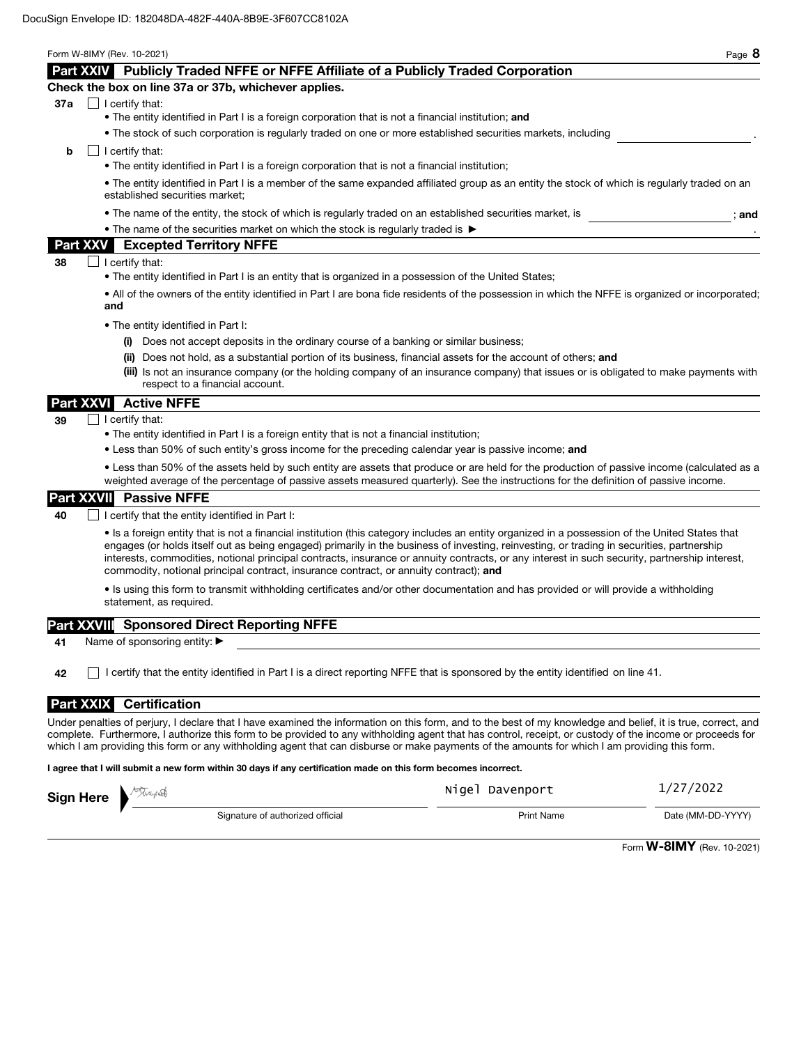DocuSign Envelope ID: 182048DA-482F-440A-8B9E-3F607CC8102A

## Part XXIV Publicly Traded NFFE or NFFE Affiliate of a Publicly Traded Corporation

**Check the box on line 37a or 37b, whichever applies.**

**37a** ☐ I certify that:

- The entity identified in Part I is a foreign corporation that is not a financial institution; **and**
- The stock of such corporation is regularly traded on one or more established securities markets, including ____________.

**b** ☐ I certify that:

- The entity identified in Part I is a foreign corporation that is not a financial institution;
- The entity identified in Part I is a member of the same expanded affiliated group as an entity the stock of which is regularly traded on an established securities market;
- The name of the entity, the stock of which is regularly traded on an established securities market, is ____________; **and**
- The name of the securities market on which the stock is regularly traded is ▶ ____________.

## Part XXV Excepted Territory NFFE

**38** ☐ I certify that:

- The entity identified in Part I is an entity that is organized in a possession of the United States;
- All of the owners of the entity identified in Part I are bona fide residents of the possession in which the NFFE is organized or incorporated; **and**
- The entity identified in Part I:
  - **(i)** Does not accept deposits in the ordinary course of a banking or similar business;
  - **(ii)** Does not hold, as a substantial portion of its business, financial assets for the account of others; **and**
  - **(iii)** Is not an insurance company (or the holding company of an insurance company) that issues or is obligated to make payments with respect to a financial account.

## Part XXVI Active NFFE

**39** ☐ I certify that:

- The entity identified in Part I is a foreign entity that is not a financial institution;
- Less than 50% of such entity's gross income for the preceding calendar year is passive income; **and**
- Less than 50% of the assets held by such entity are assets that produce or are held for the production of passive income (calculated as a weighted average of the percentage of passive assets measured quarterly). See the instructions for the definition of passive income.

## Part XXVII Passive NFFE

**40** ☐ I certify that the entity identified in Part I:

- Is a foreign entity that is not a financial institution (this category includes an entity organized in a possession of the United States that engages (or holds itself out as being engaged) primarily in the business of investing, reinvesting, or trading in securities, partnership interests, commodities, notional principal contracts, insurance or annuity contracts, or any interest in such security, partnership interest, commodity, notional principal contract, insurance contract, or annuity contract); **and**
- Is using this form to transmit withholding certificates and/or other documentation and has provided or will provide a withholding statement, as required.

## Part XXVIII Sponsored Direct Reporting NFFE

**41** Name of sponsoring entity: ▶ ____________

**42** ☐ I certify that the entity identified in Part I is a direct reporting NFFE that is sponsored by the entity identified on line 41.

## Part XXIX Certification

Under penalties of perjury, I declare that I have examined the information on this form, and to the best of my knowledge and belief, it is true, correct, and complete. Furthermore, I authorize this form to be provided to any withholding agent that has control, receipt, or custody of the income or proceeds for which I am providing this form or any withholding agent that can disburse or make payments of the amounts for which I am providing this form.

**I agree that I will submit a new form within 30 days if any certification made on this form becomes incorrect.**

**Sign Here** ▶ [signature] | Nigel Davenport | 1/27/2022

Signature of authorized official | Print Name | Date (MM-DD-YYYY)

Form **W-8IMY** (Rev. 10-2021)